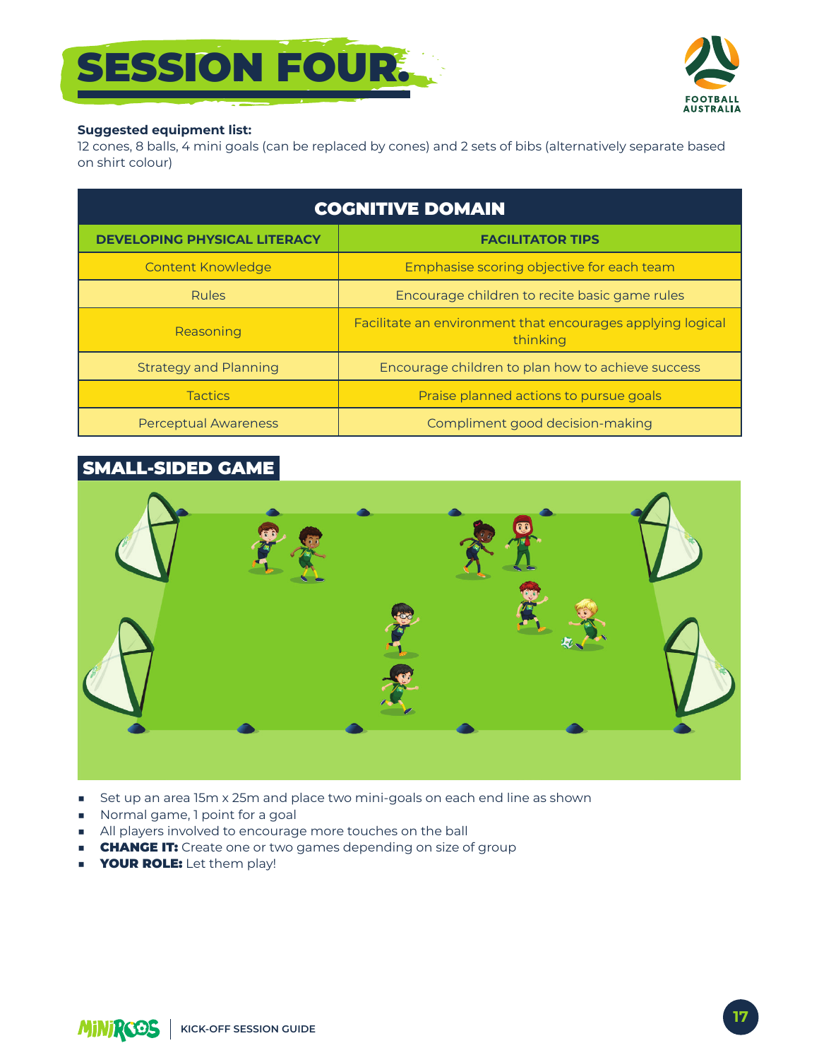# SESSION FOUR.

**Suggested equipment list:**
12 cones, 8 balls, 4 mini goals (can be replaced by cones) and 2 sets of bibs (alternatively separate based on shirt colour)

| COGNITIVE DOMAIN | |
|---|---|
| **DEVELOPING PHYSICAL LITERACY** | **FACILITATOR TIPS** |
| Content Knowledge | Emphasise scoring objective for each team |
| Rules | Encourage children to recite basic game rules |
| Reasoning | Facilitate an environment that encourages applying logical thinking |
| Strategy and Planning | Encourage children to plan how to achieve success |
| Tactics | Praise planned actions to pursue goals |
| Perceptual Awareness | Compliment good decision-making |

## SMALL-SIDED GAME

- Set up an area 15m x 25m and place two mini-goals on each end line as shown
- Normal game, 1 point for a goal
- All players involved to encourage more touches on the ball
- **CHANGE IT:** Create one or two games depending on size of group
- **YOUR ROLE:** Let them play!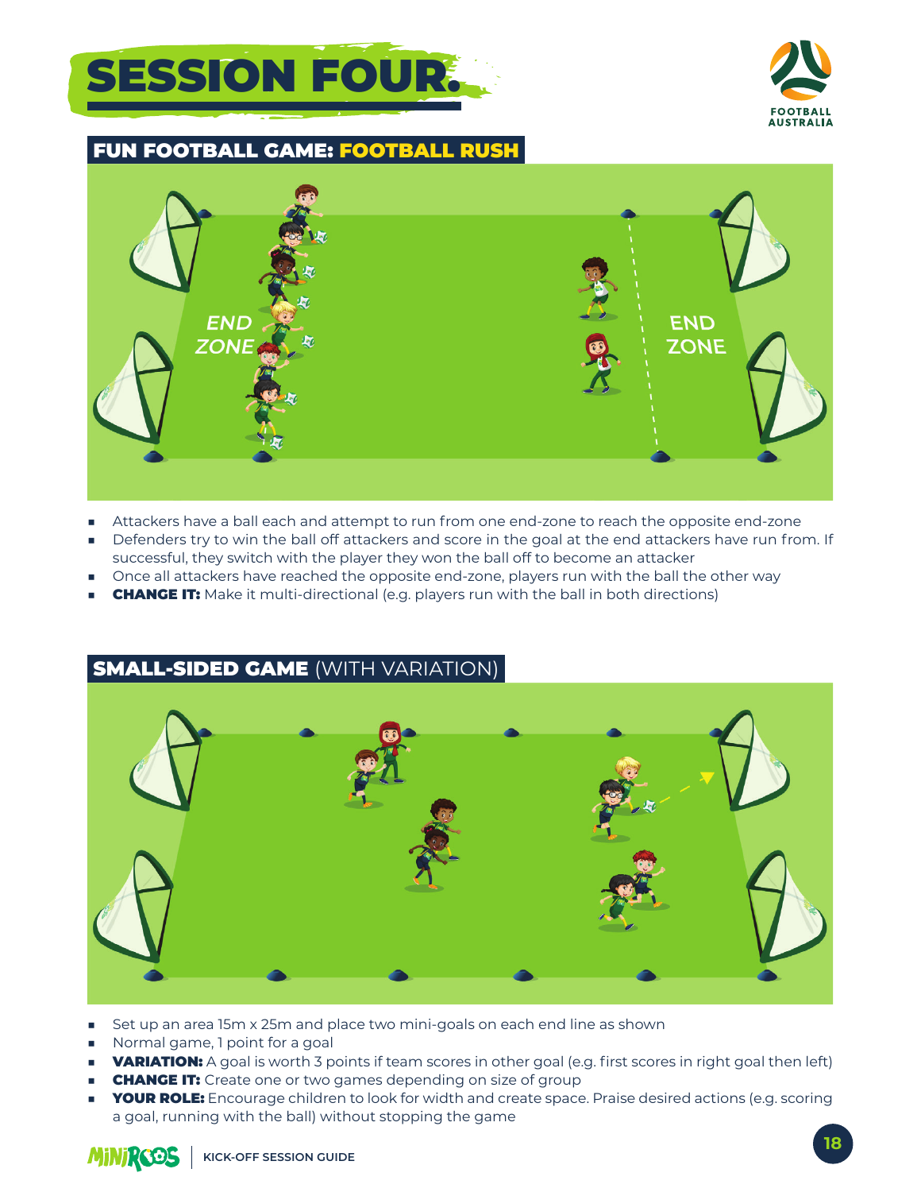# SESSION FOUR.

## FUN FOOTBALL GAME: FOOTBALL RUSH

- Attackers have a ball each and attempt to run from one end-zone to reach the opposite end-zone
- Defenders try to win the ball off attackers and score in the goal at the end attackers have run from. If successful, they switch with the player they won the ball off to become an attacker
- Once all attackers have reached the opposite end-zone, players run with the ball the other way
- **CHANGE IT:** Make it multi-directional (e.g. players run with the ball in both directions)

## SMALL-SIDED GAME (WITH VARIATION)

- Set up an area 15m x 25m and place two mini-goals on each end line as shown
- Normal game, 1 point for a goal
- **VARIATION:** A goal is worth 3 points if team scores in other goal (e.g. first scores in right goal then left)
- **CHANGE IT:** Create one or two games depending on size of group
- **YOUR ROLE:** Encourage children to look for width and create space. Praise desired actions (e.g. scoring a goal, running with the ball) without stopping the game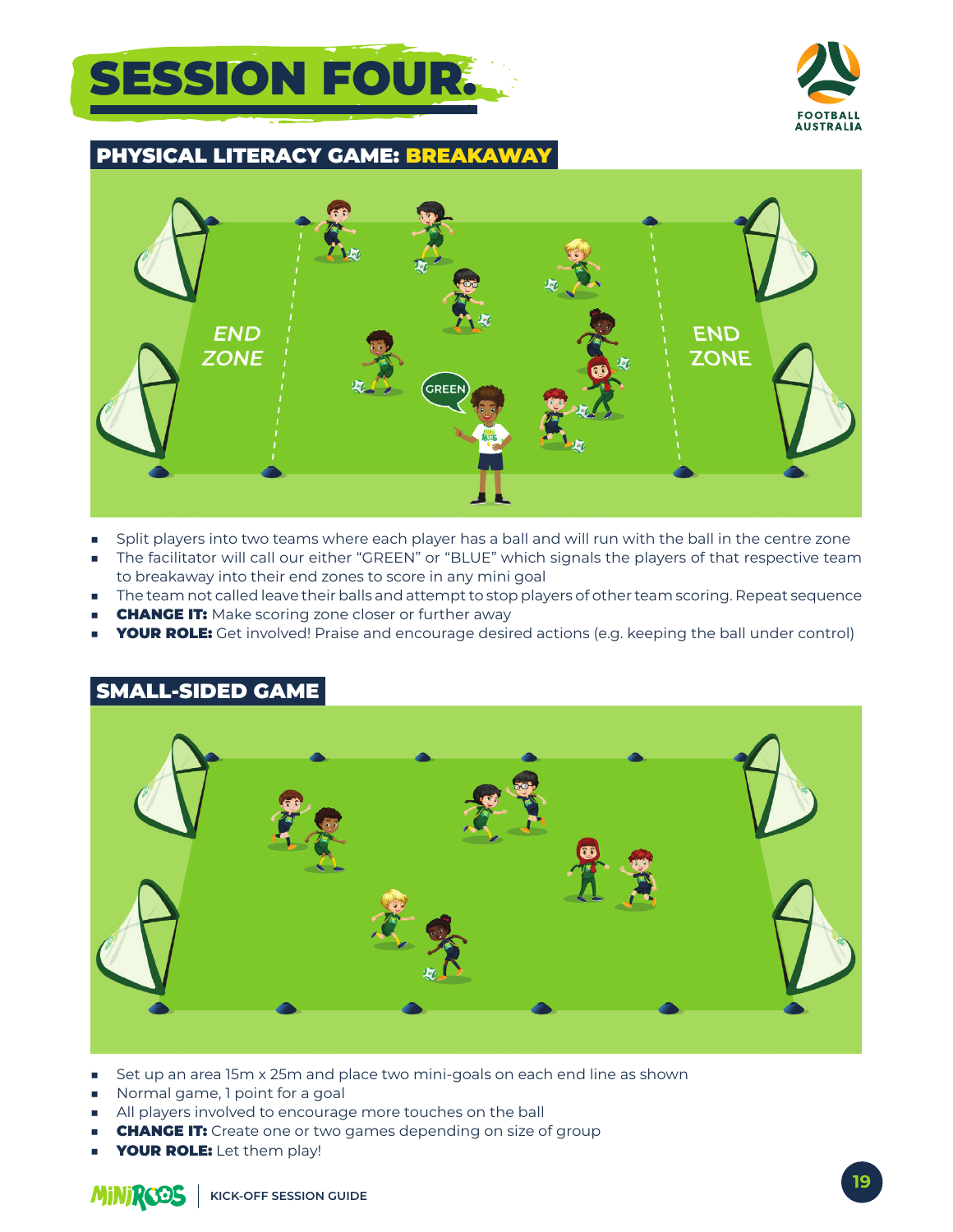# SESSION FOUR.

## PHYSICAL LITERACY GAME: BREAKAWAY

- Split players into two teams where each player has a ball and will run with the ball in the centre zone
- The facilitator will call our either "GREEN" or "BLUE" which signals the players of that respective team to breakaway into their end zones to score in any mini goal
- The team not called leave their balls and attempt to stop players of other team scoring. Repeat sequence
- **CHANGE IT:** Make scoring zone closer or further away
- **YOUR ROLE:** Get involved! Praise and encourage desired actions (e.g. keeping the ball under control)

## SMALL-SIDED GAME

- Set up an area 15m x 25m and place two mini-goals on each end line as shown
- Normal game, 1 point for a goal
- All players involved to encourage more touches on the ball
- **CHANGE IT:** Create one or two games depending on size of group
- **YOUR ROLE:** Let them play!